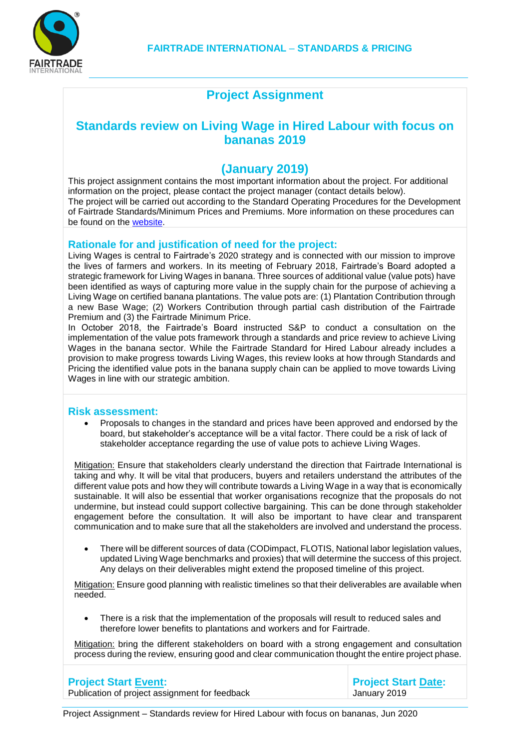FAIRTRADE INTERNATIONAL – STANDARDS & PRICING

# Project Assignment

## Standards review on Living Wage in Hired Labour with focus on bananas 2019

## (January 2019)

This project assignment contains the most important information about the project. For additional information on the project, please contact the project manager (contact details below).
The project will be carried out according to the Standard Operating Procedures for the Development of Fairtrade Standards/Minimum Prices and Premiums. More information on these procedures can be found on the [website](website).

### Rationale for and justification of need for the project:

Living Wages is central to Fairtrade's 2020 strategy and is connected with our mission to improve the lives of farmers and workers. In its meeting of February 2018, Fairtrade's Board adopted a strategic framework for Living Wages in banana. Three sources of additional value (value pots) have been identified as ways of capturing more value in the supply chain for the purpose of achieving a Living Wage on certified banana plantations. The value pots are: (1) Plantation Contribution through a new Base Wage; (2) Workers Contribution through partial cash distribution of the Fairtrade Premium and (3) the Fairtrade Minimum Price.
In October 2018, the Fairtrade's Board instructed S&P to conduct a consultation on the implementation of the value pots framework through a standards and price review to achieve Living Wages in the banana sector. While the Fairtrade Standard for Hired Labour already includes a provision to make progress towards Living Wages, this review looks at how through Standards and Pricing the identified value pots in the banana supply chain can be applied to move towards Living Wages in line with our strategic ambition.

### Risk assessment:

- Proposals to changes in the standard and prices have been approved and endorsed by the board, but stakeholder's acceptance will be a vital factor. There could be a risk of lack of stakeholder acceptance regarding the use of value pots to achieve Living Wages.

Mitigation: Ensure that stakeholders clearly understand the direction that Fairtrade International is taking and why. It will be vital that producers, buyers and retailers understand the attributes of the different value pots and how they will contribute towards a Living Wage in a way that is economically sustainable. It will also be essential that worker organisations recognize that the proposals do not undermine, but instead could support collective bargaining. This can be done through stakeholder engagement before the consultation. It will also be important to have clear and transparent communication and to make sure that all the stakeholders are involved and understand the process.

- There will be different sources of data (CODimpact, FLOTIS, National labor legislation values, updated Living Wage benchmarks and proxies) that will determine the success of this project. Any delays on their deliverables might extend the proposed timeline of this project.

Mitigation: Ensure good planning with realistic timelines so that their deliverables are available when needed.

- There is a risk that the implementation of the proposals will result to reduced sales and therefore lower benefits to plantations and workers and for Fairtrade.

Mitigation: bring the different stakeholders on board with a strong engagement and consultation process during the review, ensuring good and clear communication thought the entire project phase.

| **Project Start Event:** | **Project Start Date:** |
|---|---|
| Publication of project assignment for feedback | January 2019 |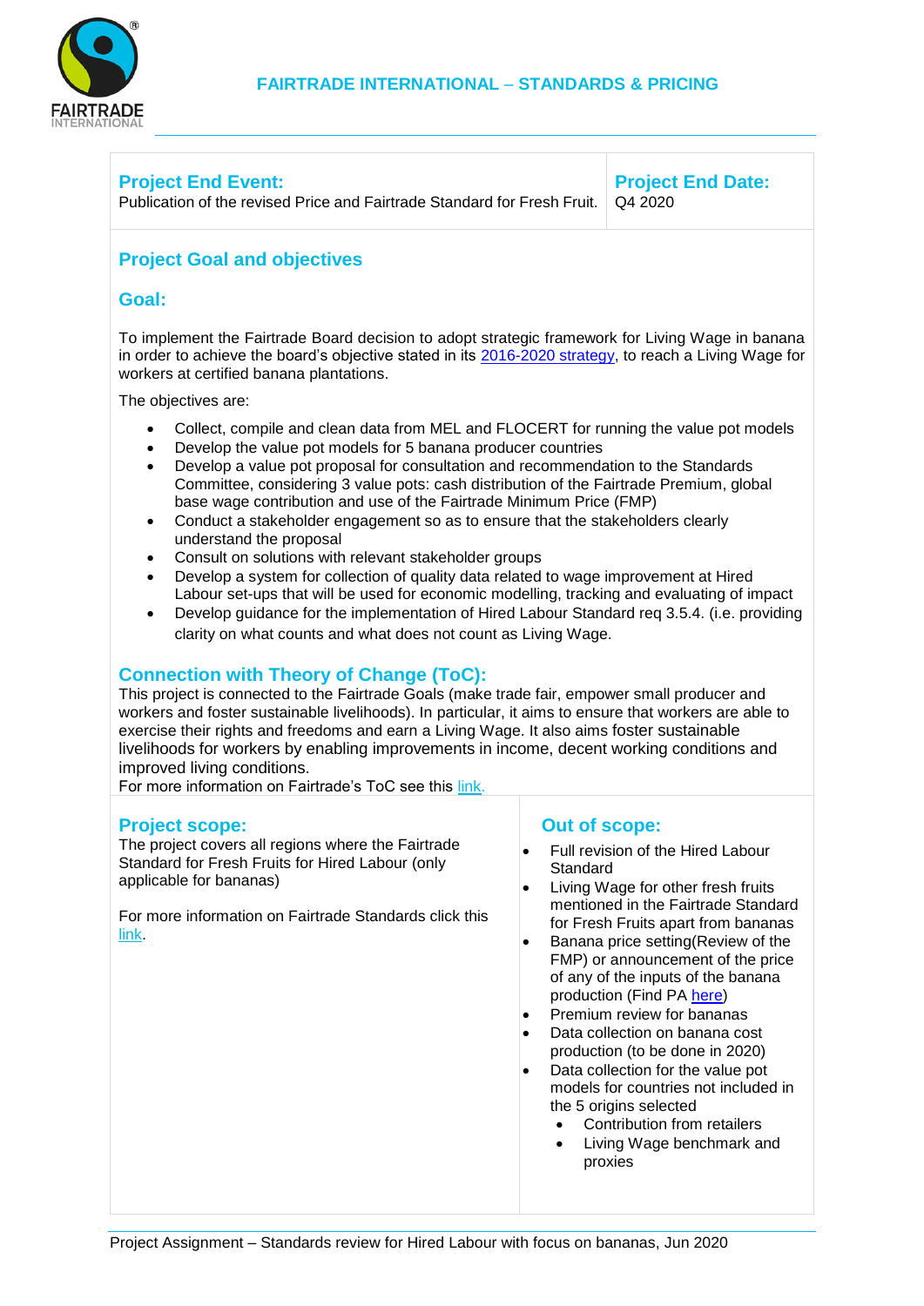| **Project End Event:** | **Project End Date:** |
|---|---|
| Publication of the revised Price and Fairtrade Standard for Fresh Fruit. | Q4 2020 |

## Project Goal and objectives

### Goal:

To implement the Fairtrade Board decision to adopt strategic framework for Living Wage in banana in order to achieve the board's objective stated in its 2016-2020 strategy, to reach a Living Wage for workers at certified banana plantations.

The objectives are:

- Collect, compile and clean data from MEL and FLOCERT for running the value pot models
- Develop the value pot models for 5 banana producer countries
- Develop a value pot proposal for consultation and recommendation to the Standards Committee, considering 3 value pots: cash distribution of the Fairtrade Premium, global base wage contribution and use of the Fairtrade Minimum Price (FMP)
- Conduct a stakeholder engagement so as to ensure that the stakeholders clearly understand the proposal
- Consult on solutions with relevant stakeholder groups
- Develop a system for collection of quality data related to wage improvement at Hired Labour set-ups that will be used for economic modelling, tracking and evaluating of impact
- Develop guidance for the implementation of Hired Labour Standard req 3.5.4. (i.e. providing clarity on what counts and what does not count as Living Wage.

### Connection with Theory of Change (ToC):

This project is connected to the Fairtrade Goals (make trade fair, empower small producer and workers and foster sustainable livelihoods). In particular, it aims to ensure that workers are able to exercise their rights and freedoms and earn a Living Wage. It also aims foster sustainable livelihoods for workers by enabling improvements in income, decent working conditions and improved living conditions.
For more information on Fairtrade's ToC see this link.

### Project scope:

The project covers all regions where the Fairtrade Standard for Fresh Fruits for Hired Labour (only applicable for bananas)

For more information on Fairtrade Standards click this link.

### Out of scope:

- Full revision of the Hired Labour Standard
- Living Wage for other fresh fruits mentioned in the Fairtrade Standard for Fresh Fruits apart from bananas
- Banana price setting(Review of the FMP) or announcement of the price of any of the inputs of the banana production (Find PA here)
- Premium review for bananas
- Data collection on banana cost production (to be done in 2020)
- Data collection for the value pot models for countries not included in the 5 origins selected
  - Contribution from retailers
  - Living Wage benchmark and proxies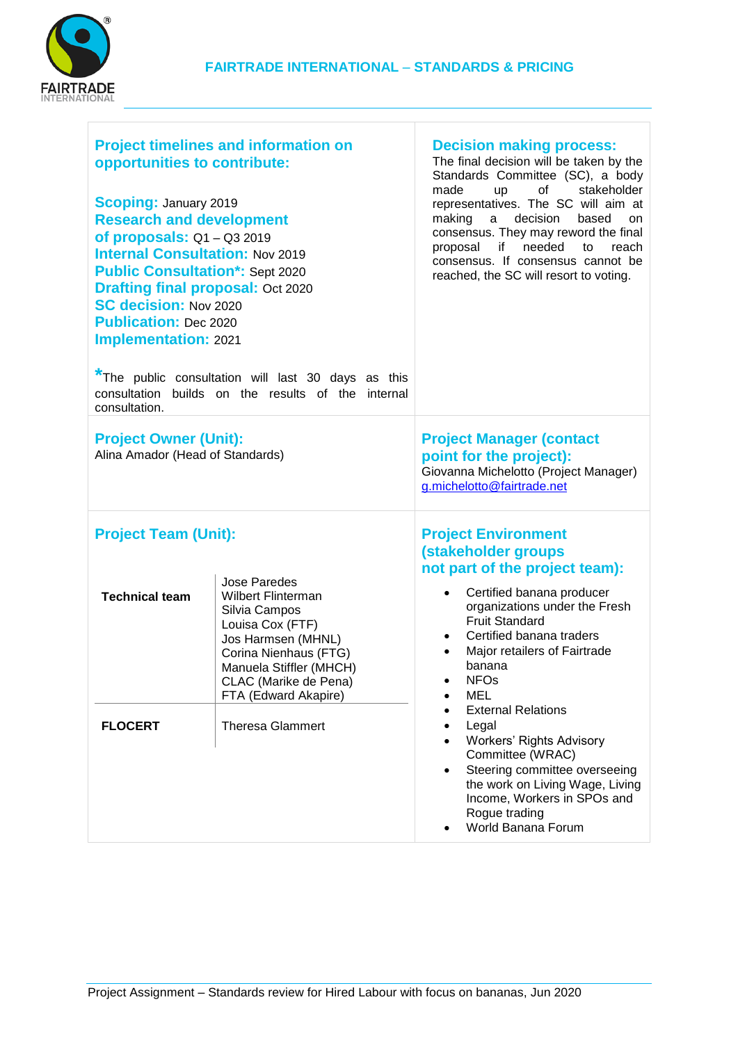## Project timelines and information on opportunities to contribute:

**Scoping:** January 2019
**Research and development of proposals:** Q1 – Q3 2019
**Internal Consultation:** Nov 2019
**Public Consultation*:** Sept 2020
**Drafting final proposal:** Oct 2020
**SC decision:** Nov 2020
**Publication:** Dec 2020
**Implementation:** 2021

*The public consultation will last 30 days as this consultation builds on the results of the internal consultation.

## Decision making process:

The final decision will be taken by the Standards Committee (SC), a body made up of stakeholder representatives. The SC will aim at making a decision based on consensus. They may reword the final proposal if needed to reach consensus. If consensus cannot be reached, the SC will resort to voting.

## Project Owner (Unit):

Alina Amador (Head of Standards)

## Project Manager (contact point for the project):

Giovanna Michelotto (Project Manager)
g.michelotto@fairtrade.net

## Project Team (Unit):

| | |
|---|---|
| **Technical team** | Jose Paredes<br>Wilbert Flinterman<br>Silvia Campos<br>Louisa Cox (FTF)<br>Jos Harmsen (MHNL)<br>Corina Nienhaus (FTG)<br>Manuela Stiffler (MHCH)<br>CLAC (Marike de Pena)<br>FTA (Edward Akapire) |
| **FLOCERT** | Theresa Glammert |

## Project Environment (stakeholder groups not part of the project team):

- Certified banana producer organizations under the Fresh Fruit Standard
- Certified banana traders
- Major retailers of Fairtrade banana
- NFOs
- MEL
- External Relations
- Legal
- Workers' Rights Advisory Committee (WRAC)
- Steering committee overseeing the work on Living Wage, Living Income, Workers in SPOs and Rogue trading
- World Banana Forum